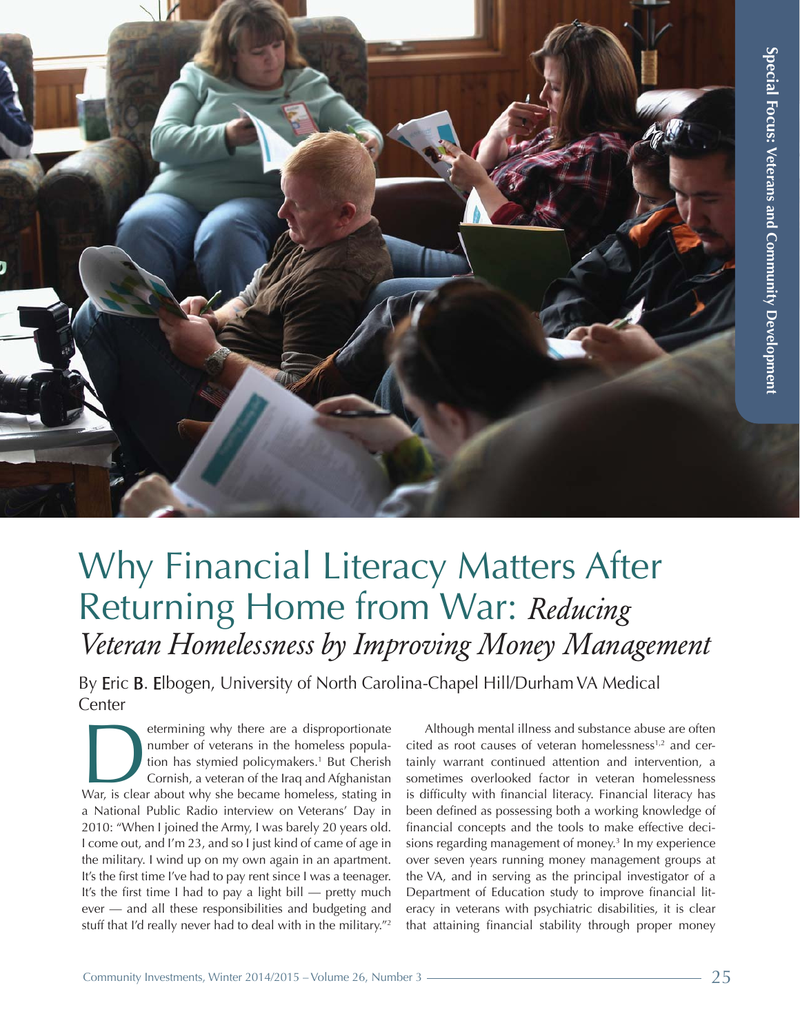# Why Financial Literacy Matters After Returning Home from War: *Reducing Veteran Homelessness by Improving Money Management*

By Eric B. Elbogen, University of North Carolina-Chapel Hill/Durham VA Medical Center

Determining why there are a disproportionate number of veterans in the homeless population has stymied policymakers.[1] But Cherish Cornish, a veteran of the Iraq and Afghanistan War, is clear about why she became homeless, stating in a National Public Radio interview on Veterans' Day in 2010: "When I joined the Army, I was barely 20 years old. I come out, and I'm 23, and so I just kind of came of age in the military. I wind up on my own again in an apartment. It's the first time I've had to pay rent since I was a teenager. It's the first time I had to pay a light bill — pretty much ever — and all these responsibilities and budgeting and stuff that I'd really never had to deal with in the military."[2]

Although mental illness and substance abuse are often cited as root causes of veteran homelessness[1,2] and certainly warrant continued attention and intervention, a sometimes overlooked factor in veteran homelessness is difficulty with financial literacy. Financial literacy has been defined as possessing both a working knowledge of financial concepts and the tools to make effective decisions regarding management of money.[3] In my experience over seven years running money management groups at the VA, and in serving as the principal investigator of a Department of Education study to improve financial literacy in veterans with psychiatric disabilities, it is clear that attaining financial stability through proper money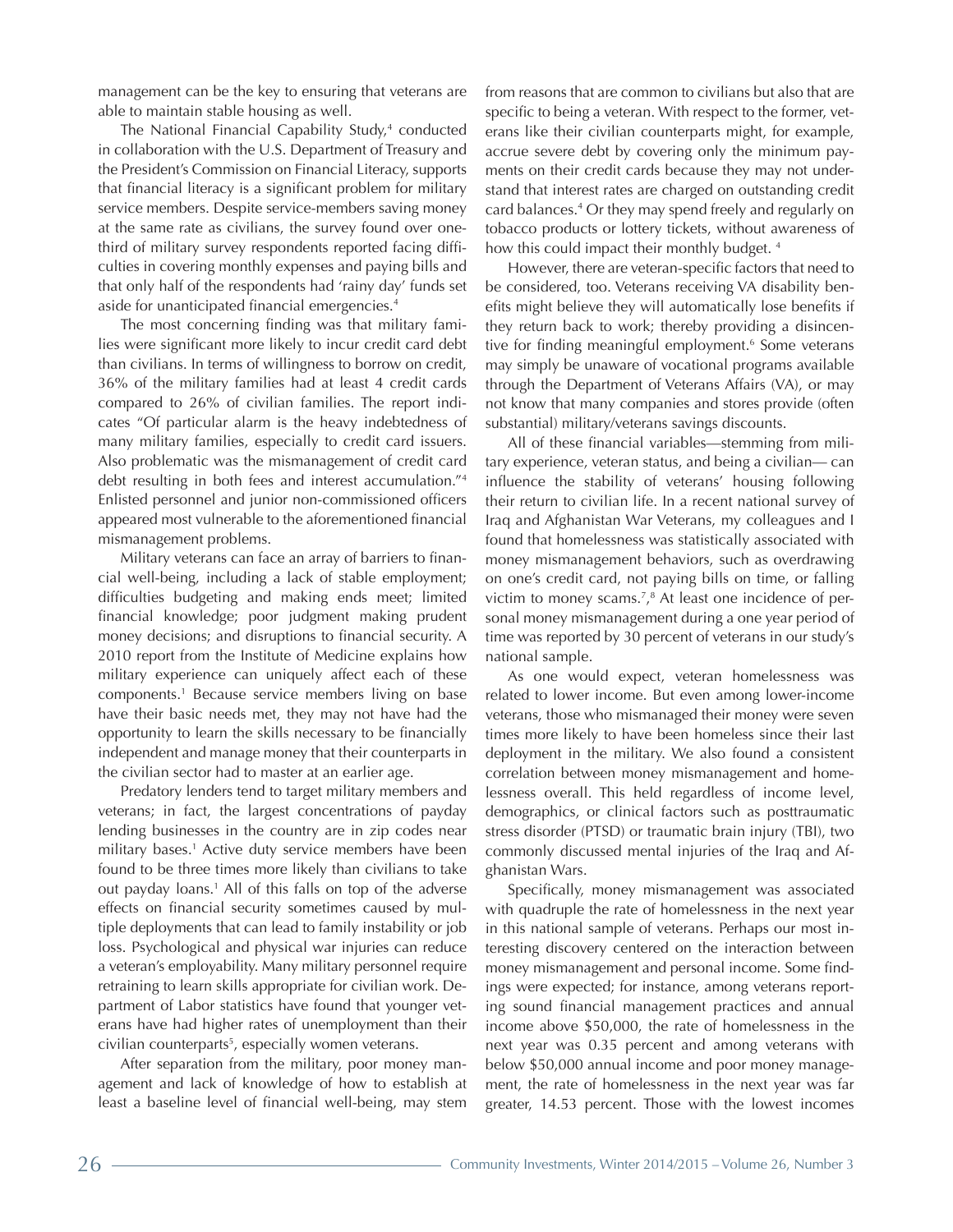management can be the key to ensuring that veterans are able to maintain stable housing as well.

The National Financial Capability Study,[4] conducted in collaboration with the U.S. Department of Treasury and the President's Commission on Financial Literacy, supports that financial literacy is a significant problem for military service members. Despite service-members saving money at the same rate as civilians, the survey found over one-third of military survey respondents reported facing difficulties in covering monthly expenses and paying bills and that only half of the respondents had 'rainy day' funds set aside for unanticipated financial emergencies.[4]

The most concerning finding was that military families were significant more likely to incur credit card debt than civilians. In terms of willingness to borrow on credit, 36% of the military families had at least 4 credit cards compared to 26% of civilian families. The report indicates "Of particular alarm is the heavy indebtedness of many military families, especially to credit card issuers. Also problematic was the mismanagement of credit card debt resulting in both fees and interest accumulation."[4] Enlisted personnel and junior non-commissioned officers appeared most vulnerable to the aforementioned financial mismanagement problems.

Military veterans can face an array of barriers to financial well-being, including a lack of stable employment; difficulties budgeting and making ends meet; limited financial knowledge; poor judgment making prudent money decisions; and disruptions to financial security. A 2010 report from the Institute of Medicine explains how military experience can uniquely affect each of these components.[1] Because service members living on base have their basic needs met, they may not have had the opportunity to learn the skills necessary to be financially independent and manage money that their counterparts in the civilian sector had to master at an earlier age.

Predatory lenders tend to target military members and veterans; in fact, the largest concentrations of payday lending businesses in the country are in zip codes near military bases.[1] Active duty service members have been found to be three times more likely than civilians to take out payday loans.[1] All of this falls on top of the adverse effects on financial security sometimes caused by multiple deployments that can lead to family instability or job loss. Psychological and physical war injuries can reduce a veteran's employability. Many military personnel require retraining to learn skills appropriate for civilian work. Department of Labor statistics have found that younger veterans have had higher rates of unemployment than their civilian counterparts[5], especially women veterans.

After separation from the military, poor money management and lack of knowledge of how to establish at least a baseline level of financial well-being, may stem from reasons that are common to civilians but also that are specific to being a veteran. With respect to the former, veterans like their civilian counterparts might, for example, accrue severe debt by covering only the minimum payments on their credit cards because they may not understand that interest rates are charged on outstanding credit card balances.[4] Or they may spend freely and regularly on tobacco products or lottery tickets, without awareness of how this could impact their monthly budget. [4]

However, there are veteran-specific factors that need to be considered, too. Veterans receiving VA disability benefits might believe they will automatically lose benefits if they return back to work; thereby providing a disincentive for finding meaningful employment.[6] Some veterans may simply be unaware of vocational programs available through the Department of Veterans Affairs (VA), or may not know that many companies and stores provide (often substantial) military/veterans savings discounts.

All of these financial variables—stemming from military experience, veteran status, and being a civilian— can influence the stability of veterans' housing following their return to civilian life. In a recent national survey of Iraq and Afghanistan War Veterans, my colleagues and I found that homelessness was statistically associated with money mismanagement behaviors, such as overdrawing on one's credit card, not paying bills on time, or falling victim to money scams.[7,8] At least one incidence of personal money mismanagement during a one year period of time was reported by 30 percent of veterans in our study's national sample.

As one would expect, veteran homelessness was related to lower income. But even among lower-income veterans, those who mismanaged their money were seven times more likely to have been homeless since their last deployment in the military. We also found a consistent correlation between money mismanagement and homelessness overall. This held regardless of income level, demographics, or clinical factors such as posttraumatic stress disorder (PTSD) or traumatic brain injury (TBI), two commonly discussed mental injuries of the Iraq and Afghanistan Wars.

Specifically, money mismanagement was associated with quadruple the rate of homelessness in the next year in this national sample of veterans. Perhaps our most interesting discovery centered on the interaction between money mismanagement and personal income. Some findings were expected; for instance, among veterans reporting sound financial management practices and annual income above $50,000, the rate of homelessness in the next year was 0.35 percent and among veterans with below $50,000 annual income and poor money management, the rate of homelessness in the next year was far greater, 14.53 percent. Those with the lowest incomes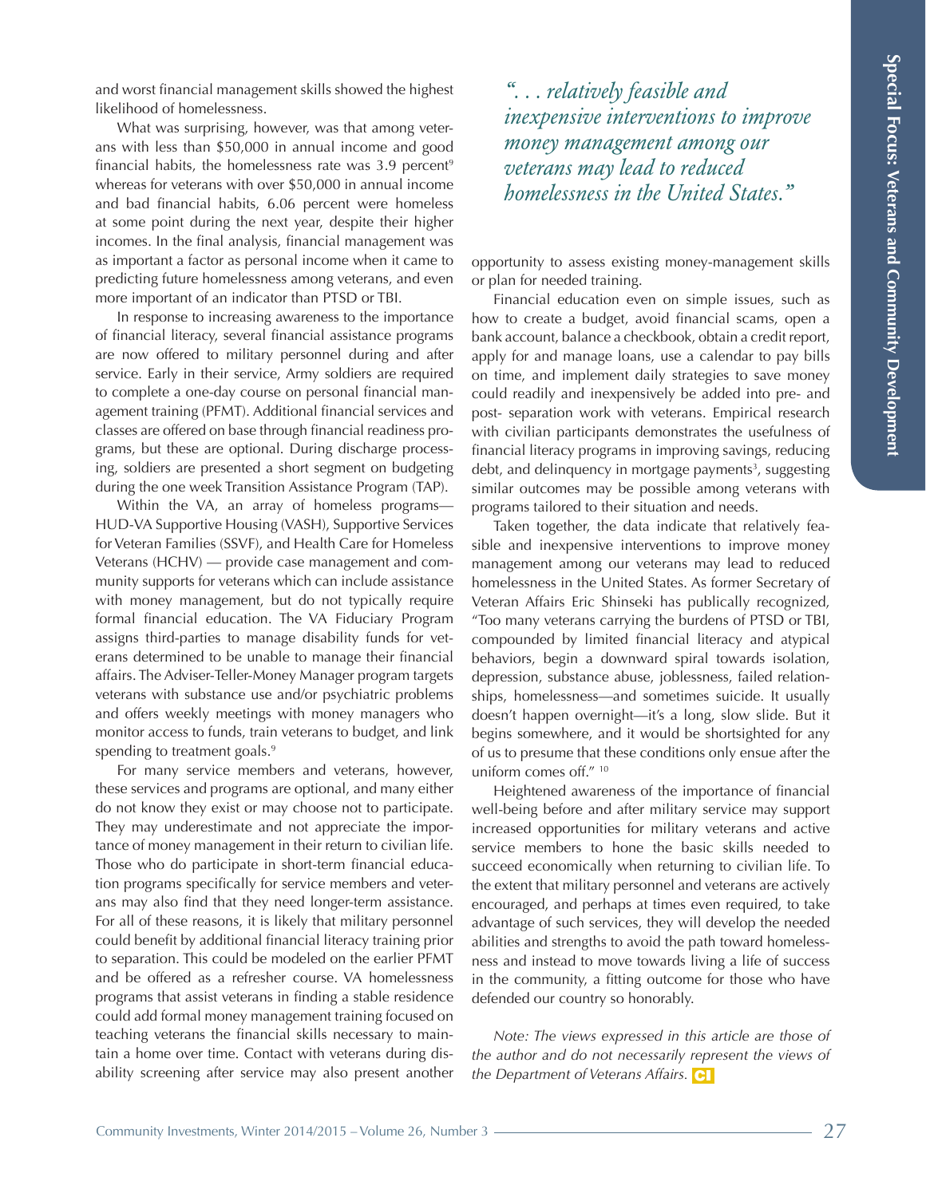and worst financial management skills showed the highest likelihood of homelessness.

What was surprising, however, was that among veterans with less than $50,000 in annual income and good financial habits, the homelessness rate was 3.9 percent[9] whereas for veterans with over $50,000 in annual income and bad financial habits, 6.06 percent were homeless at some point during the next year, despite their higher incomes. In the final analysis, financial management was as important a factor as personal income when it came to predicting future homelessness among veterans, and even more important of an indicator than PTSD or TBI.

In response to increasing awareness to the importance of financial literacy, several financial assistance programs are now offered to military personnel during and after service. Early in their service, Army soldiers are required to complete a one-day course on personal financial management training (PFMT). Additional financial services and classes are offered on base through financial readiness programs, but these are optional. During discharge processing, soldiers are presented a short segment on budgeting during the one week Transition Assistance Program (TAP).

Within the VA, an array of homeless programs—HUD-VA Supportive Housing (VASH), Supportive Services for Veteran Families (SSVF), and Health Care for Homeless Veterans (HCHV) — provide case management and community supports for veterans which can include assistance with money management, but do not typically require formal financial education. The VA Fiduciary Program assigns third-parties to manage disability funds for veterans determined to be unable to manage their financial affairs. The Adviser-Teller-Money Manager program targets veterans with substance use and/or psychiatric problems and offers weekly meetings with money managers who monitor access to funds, train veterans to budget, and link spending to treatment goals.[9]

For many service members and veterans, however, these services and programs are optional, and many either do not know they exist or may choose not to participate. They may underestimate and not appreciate the importance of money management in their return to civilian life. Those who do participate in short-term financial education programs specifically for service members and veterans may also find that they need longer-term assistance. For all of these reasons, it is likely that military personnel could benefit by additional financial literacy training prior to separation. This could be modeled on the earlier PFMT and be offered as a refresher course. VA homelessness programs that assist veterans in finding a stable residence could add formal money management training focused on teaching veterans the financial skills necessary to maintain a home over time. Contact with veterans during disability screening after service may also present another opportunity to assess existing money-management skills or plan for needed training.

*". . . relatively feasible and inexpensive interventions to improve money management among our veterans may lead to reduced homelessness in the United States."*

Financial education even on simple issues, such as how to create a budget, avoid financial scams, open a bank account, balance a checkbook, obtain a credit report, apply for and manage loans, use a calendar to pay bills on time, and implement daily strategies to save money could readily and inexpensively be added into pre- and post- separation work with veterans. Empirical research with civilian participants demonstrates the usefulness of financial literacy programs in improving savings, reducing debt, and delinquency in mortgage payments[3], suggesting similar outcomes may be possible among veterans with programs tailored to their situation and needs.

Taken together, the data indicate that relatively feasible and inexpensive interventions to improve money management among our veterans may lead to reduced homelessness in the United States. As former Secretary of Veteran Affairs Eric Shinseki has publically recognized, "Too many veterans carrying the burdens of PTSD or TBI, compounded by limited financial literacy and atypical behaviors, begin a downward spiral towards isolation, depression, substance abuse, joblessness, failed relationships, homelessness—and sometimes suicide. It usually doesn't happen overnight—it's a long, slow slide. But it begins somewhere, and it would be shortsighted for any of us to presume that these conditions only ensue after the uniform comes off." [10]

Heightened awareness of the importance of financial well-being before and after military service may support increased opportunities for military veterans and active service members to hone the basic skills needed to succeed economically when returning to civilian life. To the extent that military personnel and veterans are actively encouraged, and perhaps at times even required, to take advantage of such services, they will develop the needed abilities and strengths to avoid the path toward homelessness and instead to move towards living a life of success in the community, a fitting outcome for those who have defended our country so honorably.

*Note: The views expressed in this article are those of the author and do not necessarily represent the views of the Department of Veterans Affairs.*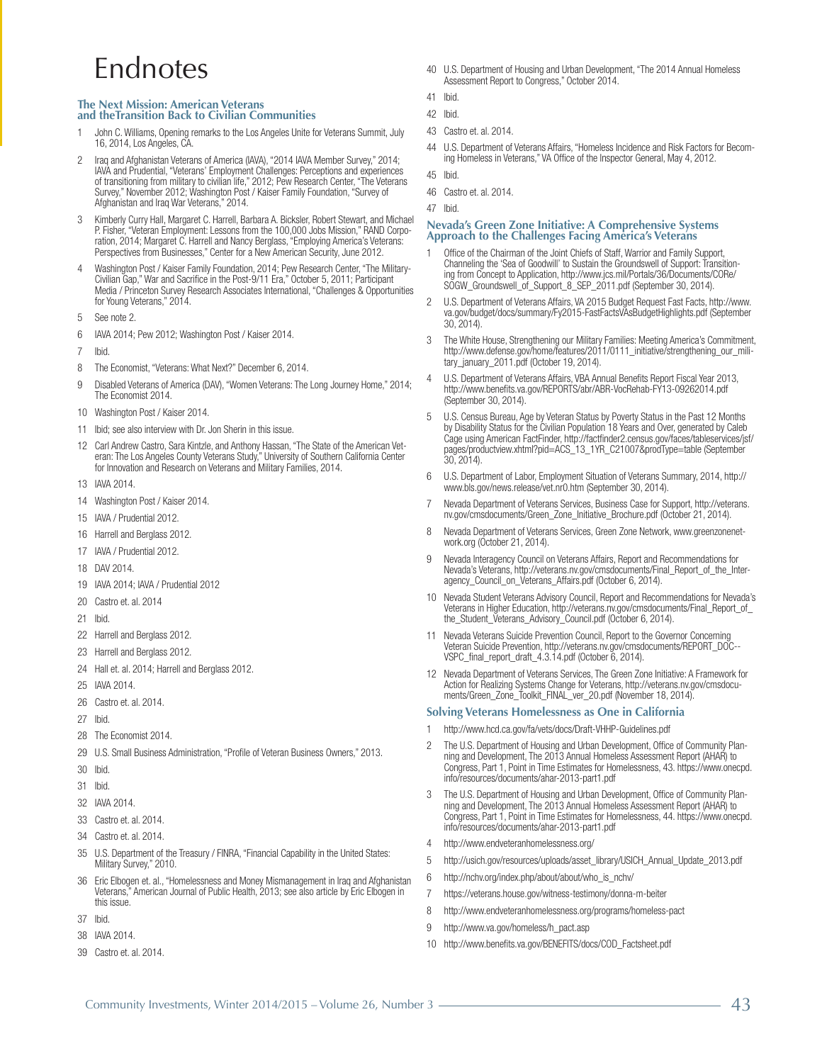# Endnotes

### The Next Mission: American Veterans and theTransition Back to Civilian Communities

1. John C. Williams, Opening remarks to the Los Angeles Unite for Veterans Summit, July 16, 2014, Los Angeles, CA.
2. Iraq and Afghanistan Veterans of America (IAVA), "2014 IAVA Member Survey," 2014; IAVA and Prudential, "Veterans' Employment Challenges: Perceptions and experiences of transitioning from military to civilian life," 2012; Pew Research Center, "The Veterans Survey," November 2012; Washington Post / Kaiser Family Foundation, "Survey of Afghanistan and Iraq War Veterans," 2014.
3. Kimberly Curry Hall, Margaret C. Harrell, Barbara A. Bicksler, Robert Stewart, and Michael P. Fisher, "Veteran Employment: Lessons from the 100,000 Jobs Mission," RAND Corporation, 2014; Margaret C. Harrell and Nancy Berglass, "Employing America's Veterans: Perspectives from Businesses," Center for a New American Security, June 2012.
4. Washington Post / Kaiser Family Foundation, 2014; Pew Research Center, "The Military-Civilian Gap," War and Sacrifice in the Post-9/11 Era," October 5, 2011; Participant Media / Princeton Survey Research Associates International, "Challenges & Opportunities for Young Veterans," 2014.
5. See note 2.
6. IAVA 2014; Pew 2012; Washington Post / Kaiser 2014.
7. Ibid.
8. The Economist, "Veterans: What Next?" December 6, 2014.
9. Disabled Veterans of America (DAV), "Women Veterans: The Long Journey Home," 2014; The Economist 2014.
10. Washington Post / Kaiser 2014.
11. Ibid; see also interview with Dr. Jon Sherin in this issue.
12. Carl Andrew Castro, Sara Kintzle, and Anthony Hassan, "The State of the American Veteran: The Los Angeles County Veterans Study," University of Southern California Center for Innovation and Research on Veterans and Military Families, 2014.
13. IAVA 2014.
14. Washington Post / Kaiser 2014.
15. IAVA / Prudential 2012.
16. Harrell and Berglass 2012.
17. IAVA / Prudential 2012.
18. DAV 2014.
19. IAVA 2014; IAVA / Prudential 2012
20. Castro et. al. 2014
21. Ibid.
22. Harrell and Berglass 2012.
23. Harrell and Berglass 2012.
24. Hall et. al. 2014; Harrell and Berglass 2012.
25. IAVA 2014.
26. Castro et. al. 2014.
27. Ibid.
28. The Economist 2014.
29. U.S. Small Business Administration, "Profile of Veteran Business Owners," 2013.
30. Ibid.
31. Ibid.
32. IAVA 2014.
33. Castro et. al. 2014.
34. Castro et. al. 2014.
35. U.S. Department of the Treasury / FINRA, "Financial Capability in the United States: Military Survey," 2010.
36. Eric Elbogen et. al., "Homelessness and Money Mismanagement in Iraq and Afghanistan Veterans," American Journal of Public Health, 2013; see also article by Eric Elbogen in this issue.
37. Ibid.
38. IAVA 2014.
39. Castro et. al. 2014.
40. U.S. Department of Housing and Urban Development, "The 2014 Annual Homeless Assessment Report to Congress," October 2014.
41. Ibid.
42. Ibid.
43. Castro et. al. 2014.
44. U.S. Department of Veterans Affairs, "Homeless Incidence and Risk Factors for Becoming Homeless in Veterans," VA Office of the Inspector General, May 4, 2012.
45. Ibid.
46. Castro et. al. 2014.
47. Ibid.

### Nevada's Green Zone Initiative: A Comprehensive Systems Approach to the Challenges Facing America's Veterans

1. Office of the Chairman of the Joint Chiefs of Staff, Warrior and Family Support, Channeling the 'Sea of Goodwill' to Sustain the Groundswell of Support: Transitioning from Concept to Application, http://www.jcs.mil/Portals/36/Documents/CORe/SOGW_Groundswell_of_Support_8_SEP_2011.pdf (September 30, 2014).
2. U.S. Department of Veterans Affairs, VA 2015 Budget Request Fast Facts, http://www.va.gov/budget/docs/summary/Fy2015-FastFactsVAsBudgetHighlights.pdf (September 30, 2014).
3. The White House, Strengthening our Military Families: Meeting America's Commitment, http://www.defense.gov/home/features/2011/0111_initiative/strengthening_our_military_january_2011.pdf (October 19, 2014).
4. U.S. Department of Veterans Affairs, VBA Annual Benefits Report Fiscal Year 2013, http://www.benefits.va.gov/REPORTS/abr/ABR-VocRehab-FY13-09262014.pdf (September 30, 2014).
5. U.S. Census Bureau, Age by Veteran Status by Poverty Status in the Past 12 Months by Disability Status for the Civilian Population 18 Years and Over, generated by Caleb Cage using American FactFinder, http://factfinder2.census.gov/faces/tableservices/jsf/pages/productview.xhtml?pid=ACS_13_1YR_C21007&prodType=table (September 30, 2014).
6. U.S. Department of Labor, Employment Situation of Veterans Summary, 2014, http://www.bls.gov/news.release/vet.nr0.htm (September 30, 2014).
7. Nevada Department of Veterans Services, Business Case for Support, http://veterans.nv.gov/cmsdocuments/Green_Zone_Initiative_Brochure.pdf (October 21, 2014).
8. Nevada Department of Veterans Services, Green Zone Network, www.greenzonenetwork.org (October 21, 2014).
9. Nevada Interagency Council on Veterans Affairs, Report and Recommendations for Nevada's Veterans, http://veterans.nv.gov/cmsdocuments/Final_Report_of_the_Interagency_Council_on_Veterans_Affairs.pdf (October 6, 2014).
10. Nevada Student Veterans Advisory Council, Report and Recommendations for Nevada's Veterans in Higher Education, http://veterans.nv.gov/cmsdocuments/Final_Report_of_the_Student_Veterans_Advisory_Council.pdf (October 6, 2014).
11. Nevada Veterans Suicide Prevention Council, Report to the Governor Concerning Veteran Suicide Prevention, http://veterans.nv.gov/cmsdocuments/REPORT_DOC--VSPC_final_report_draft_4.3.14.pdf (October 6, 2014).
12. Nevada Department of Veterans Services, The Green Zone Initiative: A Framework for Action for Realizing Systems Change for Veterans, http://veterans.nv.gov/cmsdocuments/Green_Zone_Toolkit_FINAL_ver_20.pdf (November 18, 2014).

### Solving Veterans Homelessness as One in California

1. http://www.hcd.ca.gov/fa/vets/docs/Draft-VHHP-Guidelines.pdf
2. The U.S. Department of Housing and Urban Development, Office of Community Planning and Development, The 2013 Annual Homeless Assessment Report (AHAR) to Congress, Part 1, Point in Time Estimates for Homelessness, 43. https://www.onecpd.info/resources/documents/ahar-2013-part1.pdf
3. The U.S. Department of Housing and Urban Development, Office of Community Planning and Development, The 2013 Annual Homeless Assessment Report (AHAR) to Congress, Part 1, Point in Time Estimates for Homelessness, 44. https://www.onecpd.info/resources/documents/ahar-2013-part1.pdf
4. http://www.endveteranhomelessness.org/
5. http://usich.gov/resources/uploads/asset_library/USICH_Annual_Update_2013.pdf
6. http://nchv.org/index.php/about/about/who_is_nchv/
7. https://veterans.house.gov/witness-testimony/donna-m-beiter
8. http://www.endveteranhomelessness.org/programs/homeless-pact
9. http://www.va.gov/homeless/h_pact.asp
10. http://www.benefits.va.gov/BENEFITS/docs/COD_Factsheet.pdf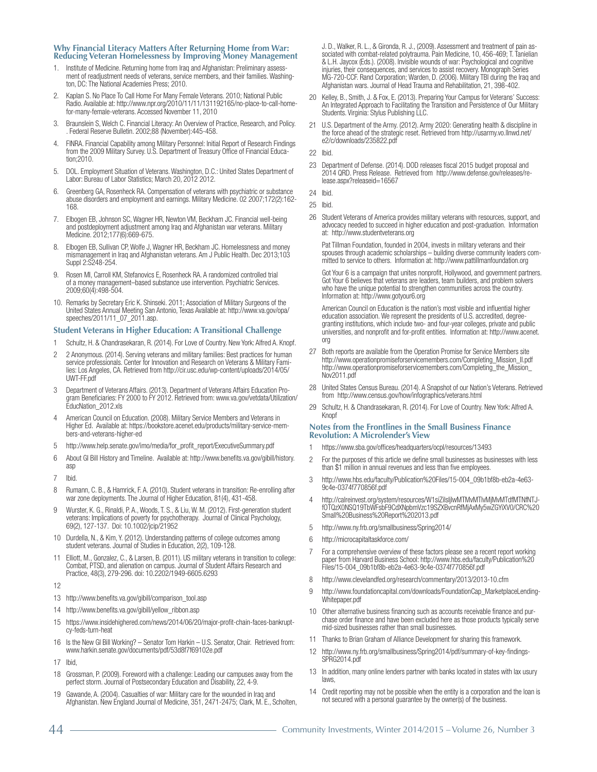### Why Financial Literacy Matters After Returning Home from War: Reducing Veteran Homelessness by Improving Money Management

1. Institute of Medicine. Returning home from Iraq and Afghanistan: Preliminary assessment of readjustment needs of veterans, service members, and their families. Washington, DC: The National Academies Press; 2010.
2. Kaplan S. No Place To Call Home For Many Female Veterans. 2010; National Public Radio. Available at: http://www.npr.org/2010/11/11/131192165/no-place-to-call-home-for-many-female-veterans. Accessed November 11, 2010
3. Braunslein S, Welch C. Financial Literacy: An Overview of Practice, Research, and Policy. . Federal Reserve Bulletin. 2002;88 (November):445-458.
4. FINRA. Financial Capability among Military Personnel: Initial Report of Research Findings from the 2009 Military Survey. U.S. Department of Treasury Office of Financial Education;2010.
5. DOL. Employment Situation of Veterans. Washington, D.C.: United States Department of Labor: Bureau of Labor Statistics; March 20, 2012 2012.
6. Greenberg GA, Rosenheck RA. Compensation of veterans with psychiatric or substance abuse disorders and employment and earnings. Military Medicine. 02 2007;172(2):162-168.
7. Elbogen EB, Johnson SC, Wagner HR, Newton VM, Beckham JC. Financial well-being and postdeployment adjustment among Iraq and Afghanistan war veterans. Military Medicine. 2012;177(6):669-675.
8. Elbogen EB, Sullivan CP, Wolfe J, Wagner HR, Beckham JC. Homelessness and money mismanagement in Iraq and Afghanistan veterans. Am J Public Health. Dec 2013;103 Suppl 2:S248-254.
9. Rosen MI, Carroll KM, Stefanovics E, Rosenheck RA. A randomized controlled trial of a money management–based substance use intervention. Psychiatric Services. 2009;60(4):498-504.
10. Remarks by Secretary Eric K. Shinseki. 2011; Association of Military Surgeons of the United States Annual Meeting San Antonio, Texas Available at: http://www.va.gov/opa/speeches/2011/11_07_2011.asp.

### Student Veterans in Higher Education: A Transitional Challenge

1. Schultz, H. & Chandrasekaran, R. (2014). For Love of Country. New York: Alfred A. Knopf.
2. 2 Anonymous. (2014). Serving veterans and military families: Best practices for human service professionals. Center for Innovation and Research on Veterans & Military Families: Los Angeles, CA. Retrieved from http://cir.usc.edu/wp-content/uploads/2014/05/UWT-FF.pdf
3. Department of Veterans Affairs. (2013). Department of Veterans Affairs Education Program Beneficiaries: FY 2000 to FY 2012. Retrieved from: www.va.gov/vetdata/Utilization/EducNation_2012.xls
4. American Council on Education. (2008). Military Service Members and Veterans in Higher Ed. Available at: https://bookstore.acenet.edu/products/military-service-members-and-veterans-higher-ed
5. http://www.help.senate.gov/imo/media/for_profit_report/ExecutiveSummary.pdf
6. About GI Bill History and Timeline. Available at: http://www.benefits.va.gov/gibill/history.asp
7. Ibid.
8. Rumann, C. B., & Hamrick, F. A. (2010). Student veterans in transition: Re-enrolling after war zone deployments. The Journal of Higher Education, 81(4), 431-458.
9. Wurster, K. G., Rinaldi, P. A., Woods, T. S., & Liu, W. M. (2012). First-generation student veterans: Implications of poverty for psychotherapy. Journal of Clinical Psychology, 69(2), 127-137. Doi: 10.1002/jcip/21952
10. Durdella, N., & Kim, Y. (2012). Understanding patterns of college outcomes among student veterans. Journal of Studies in Education, 2(2), 109-128.
11. Elliott, M., Gonzalez, C., & Larsen, B. (2011). US military veterans in transition to college: Combat, PTSD, and alienation on campus. Journal of Student Affairs Research and Practice, 48(3), 279-296. doi: 10.2202/1949-6605.6293
12. 
13. http://www.benefits.va.gov/gibill/comparison_tool.asp
14. http://www.benefits.va.gov/gibill/yellow_ribbon.asp
15. https://www.insidehighered.com/news/2014/06/20/major-profit-chain-faces-bankruptcy-feds-turn-heat
16. Is the New GI Bill Working? – Senator Tom Harkin – U.S. Senator, Chair. Retrieved from: www.harkin.senate.gov/documents/pdf/53d8f7f69102e.pdf
17. Ibid,
18. Grossman, P. (2009). Foreword with a challenge: Leading our campuses away from the perfect storm. Journal of Postsecondary Education and Disability, 22, 4-9.
19. Gawande, A. (2004). Casualties of war: Military care for the wounded in Iraq and Afghanistan. New England Journal of Medicine, 351, 2471-2475; Clark, M. E., Scholten, J. D., Walker, R. L., & Gironda, R. J., (2009). Assessment and treatment of pain associated with combat-related polytrauma. Pain Medicine, 10, 456-469; T. Tanielian & L.H. Jaycox (Eds.). (2008). Invisible wounds of war: Psychological and cognitive injuries, their consequences, and services to assist recovery. Monograph Series MG-720-CCF. Rand Corporation; Warden, D. (2006). Military TBI during the Iraq and Afghanistan wars. Journal of Head Trauma and Rehabilitation, 21, 398-402.
20. Kelley, B., Smith, J. & Fox, E. (2013). Preparing Your Campus for Veterans' Success: An Integrated Approach to Facilitating the Transition and Persistence of Our Military Students. Virginia: Stylus Publishing LLC.
21. U.S. Department of the Army. (2012). Army 2020: Generating health & discipline in the force ahead of the strategic reset. Retrieved from http://usarmy.vo.llnwd.net/e2/c/downloads/235822.pdf
22. Ibid.
23. Department of Defense. (2014). DOD releases fiscal 2015 budget proposal and 2014 QRD. Press Release. Retrieved from http://www.defense.gov/releases/release.aspx?releaseid=16567
24. Ibid.
25. Ibid.
26. Student Veterans of America provides military veterans with resources, support, and advocacy needed to succeed in higher education and post-graduation. Information at: http://www.studentveterans.org

    Pat Tillman Foundation, founded in 2004, invests in military veterans and their spouses through academic scholarships – building diverse community leaders committed to service to others. Information at: http://www.pattillmanfoundation.org

    Got Your 6 is a campaign that unites nonprofit, Hollywood, and government partners. Got Your 6 believes that veterans are leaders, team builders, and problem solvers who have the unique potential to strengthen communities across the country. Information at: http://www.gotyour6.org

    American Council on Education is the nation's most visible and influential higher education association. We represent the presidents of U.S. accredited, degree-granting institutions, which include two- and four-year colleges, private and public universities, and nonprofit and for-profit entities. Information at: http://www.acenet.org
27. Both reports are available from the Operation Promise for Service Members site http://www.operationpromiseforservicemembers.com/Completing_Mission_II.pdf http://www.operationpromiseforservicemembers.com/Completing_the_Mission_Nov2011.pdf
28. United States Census Bureau. (2014). A Snapshot of our Nation's Veterans. Retrieved from http://www.census.gov/how/infographics/veterans.html
29. Schultz, H. & Chandrasekaran, R. (2014). For Love of Country. New York: Alfred A. Knopf

### Notes from the Frontlines in the Small Business Finance Revolution: A Microlender's View

1. https://www.sba.gov/offices/headquarters/ocpl/resources/13493
2. For the purposes of this article we define small businesses as businesses with less than $1 million in annual revenues and less than five employees.
3. http://www.hbs.edu/faculty/Publication%20Files/15-004_09b1bf8b-eb2a-4e63-9c4e-0374f770856f.pdf
4. http://calreinvest.org/system/resources/W1siZilsIjIwMTMvMTIvMjMvMTdfMTNfNTJ-fOTQzX0NSQ19TbWFsbF9CdXNpbmVzc19SZXBvcnRfMjAxMy5wZGYiXV0/CRC%20Small%20Business%20Report%202013.pdf
5. http://www.ny.frb.org/smallbusiness/Spring2014/
6. http://microcapitaltaskforce.com/
7. For a comprehensive overview of these factors please see a recent report working paper from Harvard Business School: http://www.hbs.edu/faculty/Publication%20Files/15-004_09b1bf8b-eb2a-4e63-9c4e-0374f770856f.pdf
8. http://www.clevelandfed.org/research/commentary/2013/2013-10.cfm
9. http://www.foundationcapital.com/downloads/FoundationCap_MarketplaceLending-Whitepaper.pdf
10. Other alternative business financing such as accounts receivable finance and purchase order finance and have been excluded here as those products typically serve mid-sized businesses rather than small businesses.
11. Thanks to Brian Graham of Alliance Development for sharing this framework.
12. http://www.ny.frb.org/smallbusiness/Spring2014/pdf/summary-of-key-findings-SPRG2014.pdf
13. In addition, many online lenders partner with banks located in states with lax usury laws,
14. Credit reporting may not be possible when the entity is a corporation and the loan is not secured with a personal guarantee by the owner(s) of the business.